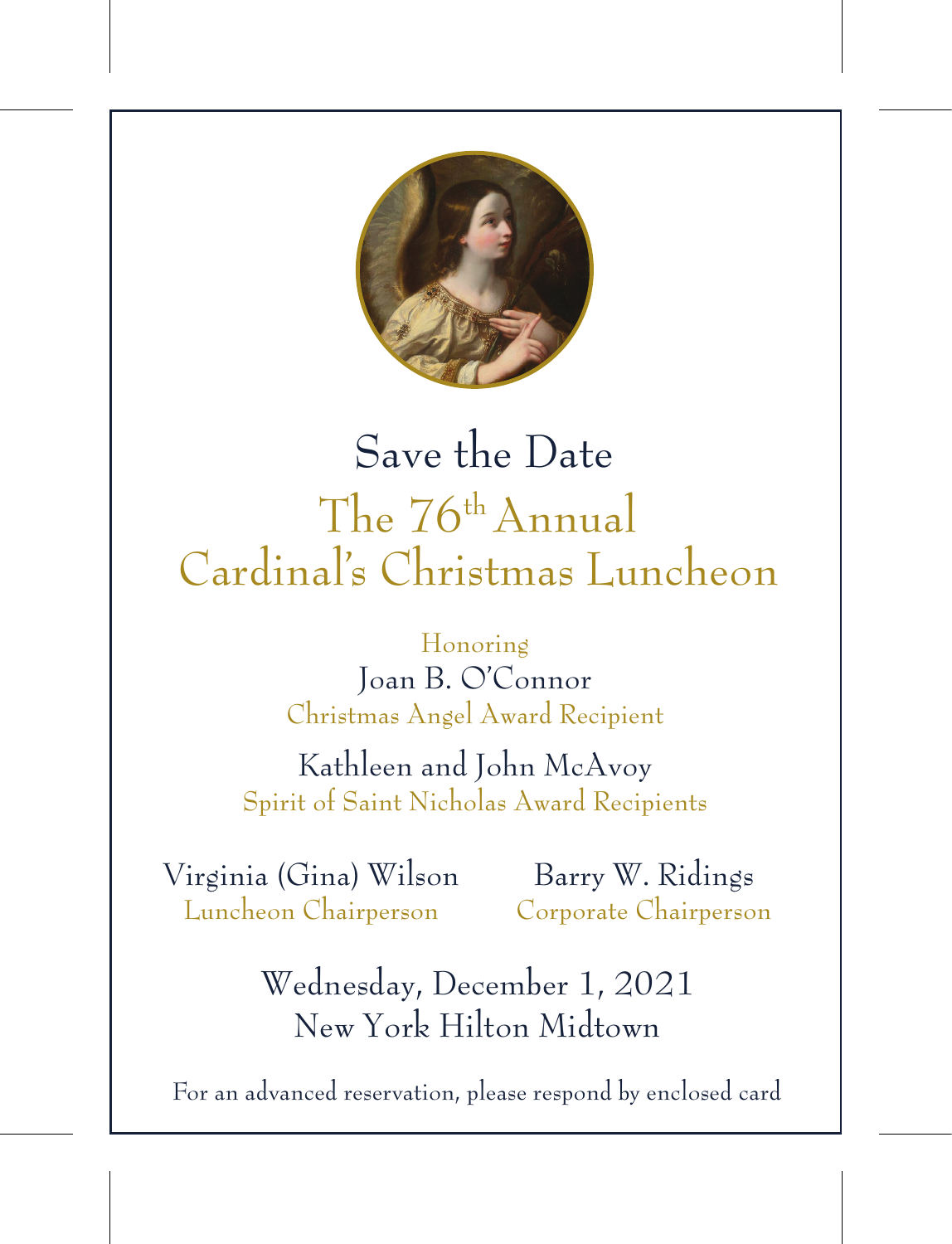# Save the Date

## The 76th Annual Cardinal's Christmas Luncheon

Honoring

Joan B. O'Connor

Christmas Angel Award Recipient

Kathleen and John McAvoy

Spirit of Saint Nicholas Award Recipients

Virginia (Gina) Wilson
Luncheon Chairperson

Barry W. Ridings
Corporate Chairperson

Wednesday, December 1, 2021

New York Hilton Midtown

For an advanced reservation, please respond by enclosed card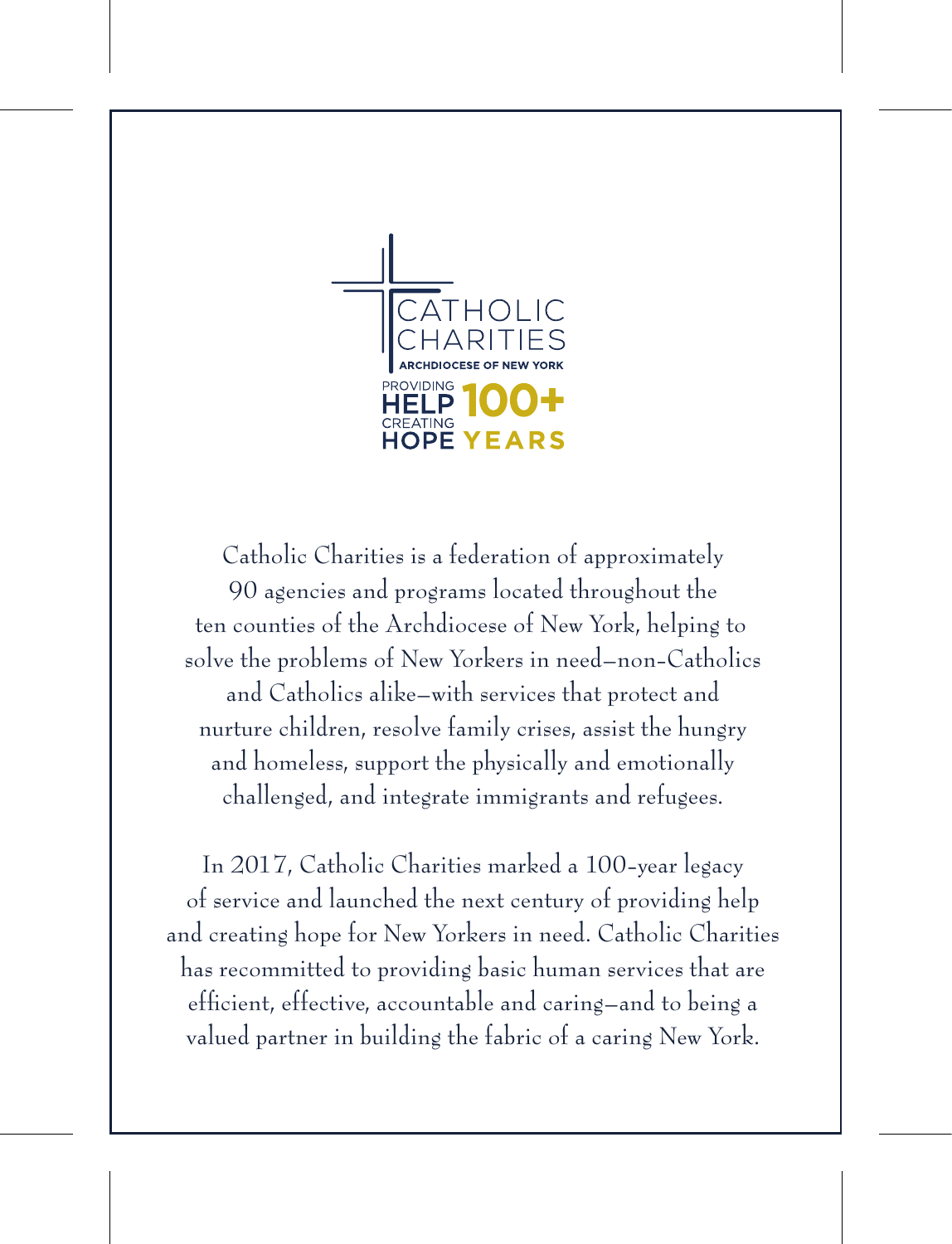CATHOLIC CHARITIES
ARCHDIOCESE OF NEW YORK

PROVIDING HELP CREATING HOPE 100+ YEARS

Catholic Charities is a federation of approximately 90 agencies and programs located throughout the ten counties of the Archdiocese of New York, helping to solve the problems of New Yorkers in need—non-Catholics and Catholics alike—with services that protect and nurture children, resolve family crises, assist the hungry and homeless, support the physically and emotionally challenged, and integrate immigrants and refugees.

In 2017, Catholic Charities marked a 100-year legacy of service and launched the next century of providing help and creating hope for New Yorkers in need. Catholic Charities has recommitted to providing basic human services that are efficient, effective, accountable and caring—and to being a valued partner in building the fabric of a caring New York.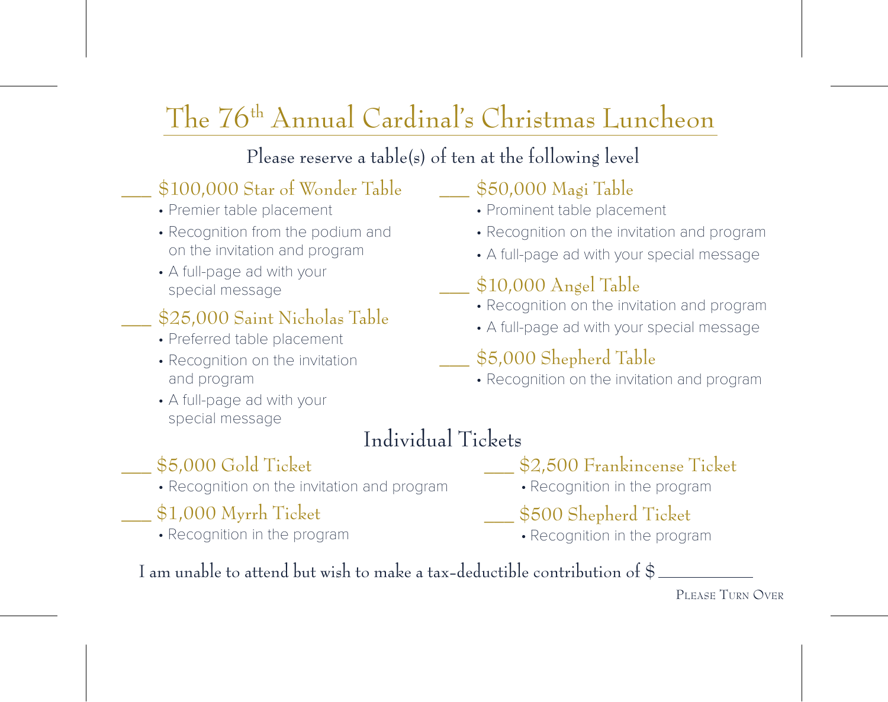# The 76th Annual Cardinal's Christmas Luncheon

Please reserve a table(s) of ten at the following level

___ $100,000 Star of Wonder Table
- Premier table placement
- Recognition from the podium and on the invitation and program
- A full-page ad with your special message

___ $25,000 Saint Nicholas Table
- Preferred table placement
- Recognition on the invitation and program
- A full-page ad with your special message

___ $50,000 Magi Table
- Prominent table placement
- Recognition on the invitation and program
- A full-page ad with your special message

___ $10,000 Angel Table
- Recognition on the invitation and program
- A full-page ad with your special message

___ $5,000 Shepherd Table
- Recognition on the invitation and program

## Individual Tickets

___ $5,000 Gold Ticket
- Recognition on the invitation and program

___ $1,000 Myrrh Ticket
- Recognition in the program

___ $2,500 Frankincense Ticket
- Recognition in the program

___ $500 Shepherd Ticket
- Recognition in the program

I am unable to attend but wish to make a tax-deductible contribution of $ ___________

Please Turn Over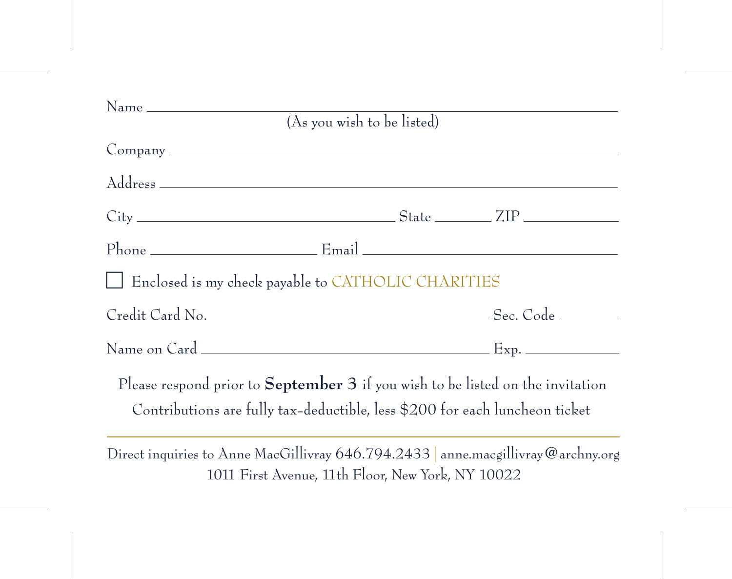Name ______________________________________________
(As you wish to be listed)

Company ______________________________________________

Address ______________________________________________

City ______________________ State ________ ZIP ____________

Phone ______________________ Email ______________________

☐ Enclosed is my check payable to CATHOLIC CHARITIES

Credit Card No. ______________________ Sec. Code ________

Name on Card ______________________ Exp. ____________

Please respond prior to **September 3** if you wish to be listed on the invitation

Contributions are fully tax-deductible, less $200 for each luncheon ticket

---

Direct inquiries to Anne MacGillivray 646.794.2433 | anne.macgillivray@archny.org

1011 First Avenue, 11th Floor, New York, NY 10022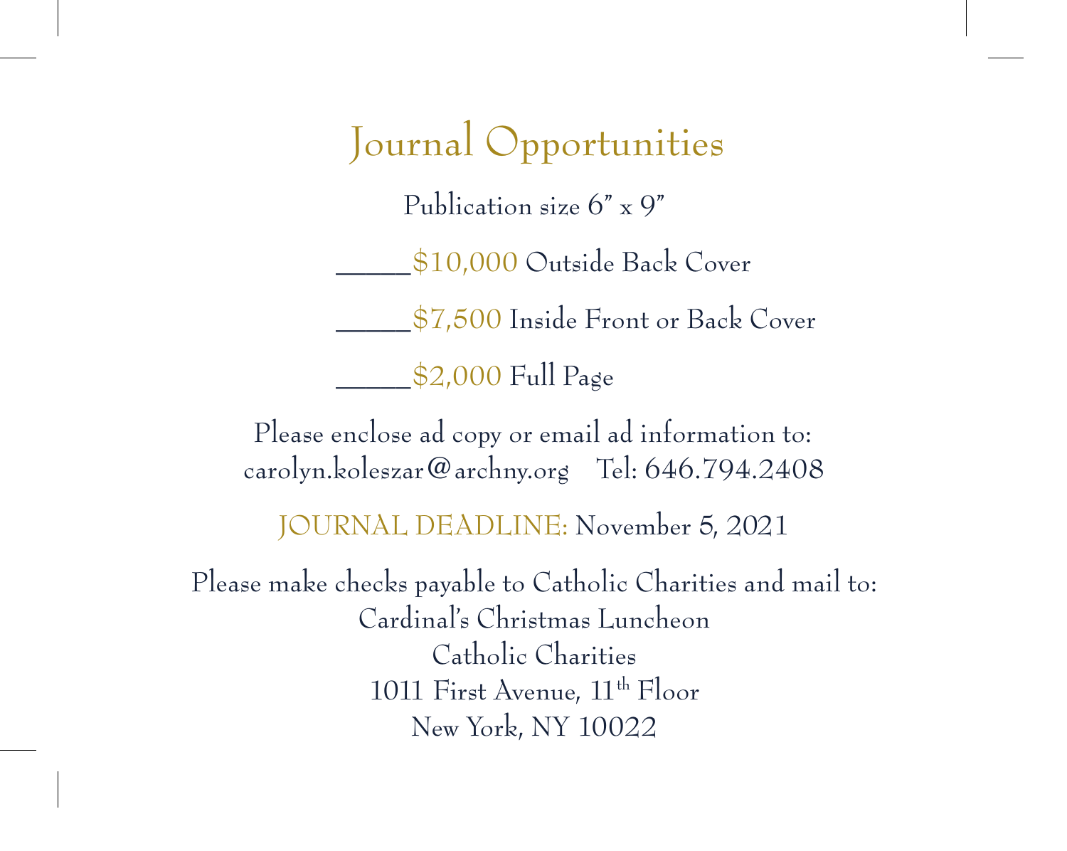# Journal Opportunities

Publication size 6" x 9"

_____$10,000 Outside Back Cover

_____$7,500 Inside Front or Back Cover

_____$2,000 Full Page

Please enclose ad copy or email ad information to:
carolyn.koleszar@archny.org Tel: 646.794.2408

JOURNAL DEADLINE: November 5, 2021

Please make checks payable to Catholic Charities and mail to:
Cardinal's Christmas Luncheon
Catholic Charities
1011 First Avenue, 11th Floor
New York, NY 10022